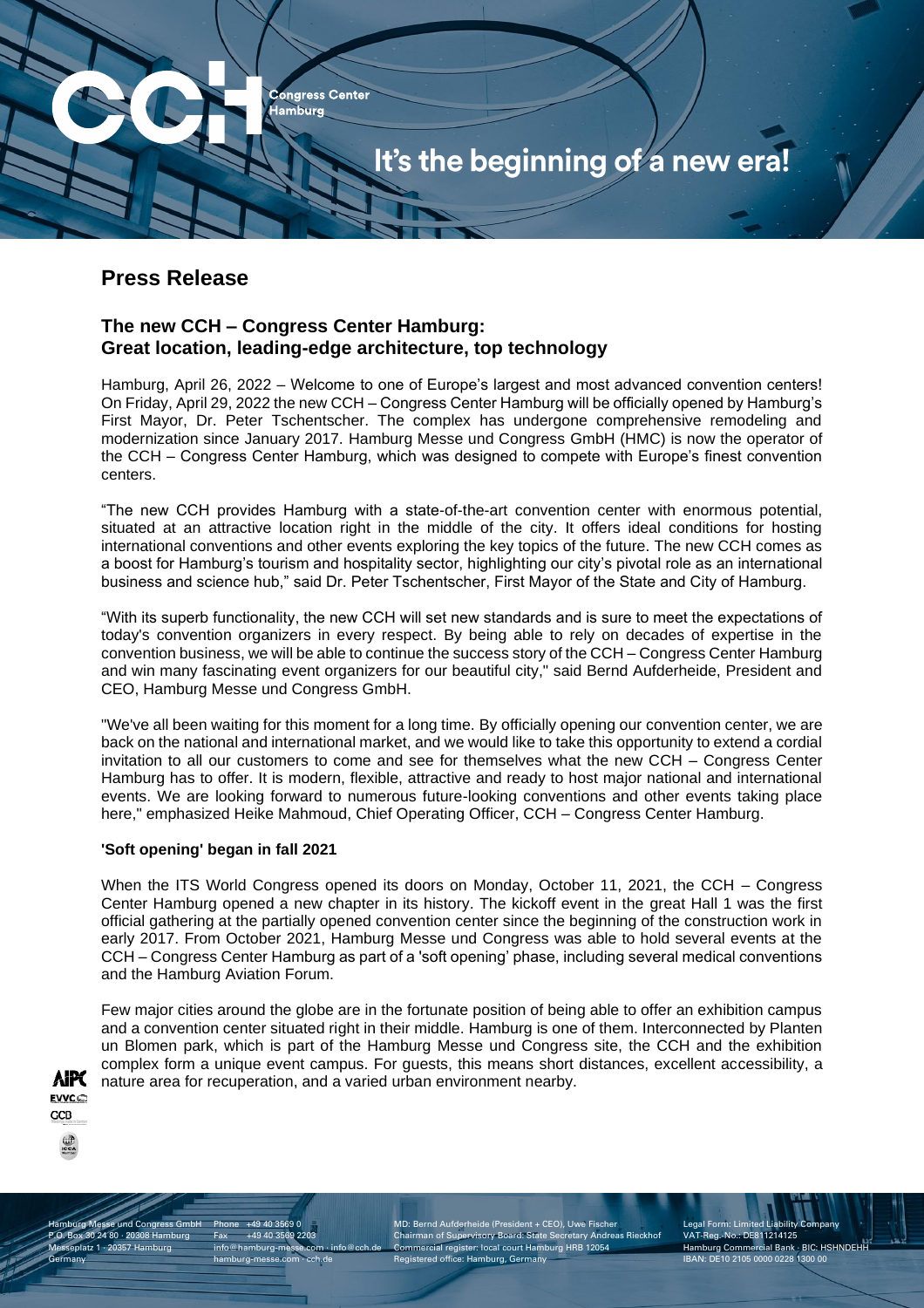It's the beginning of a new era!

# Press Release

## The new CCH – Congress Center Hamburg: Great location, leading-edge architecture, top technology

Hamburg, April 26, 2022 – Welcome to one of Europe's largest and most advanced convention centers! On Friday, April 29, 2022 the new CCH – Congress Center Hamburg will be officially opened by Hamburg's First Mayor, Dr. Peter Tschentscher. The complex has undergone comprehensive remodeling and modernization since January 2017. Hamburg Messe und Congress GmbH (HMC) is now the operator of the CCH – Congress Center Hamburg, which was designed to compete with Europe's finest convention centers.

"The new CCH provides Hamburg with a state-of-the-art convention center with enormous potential, situated at an attractive location right in the middle of the city. It offers ideal conditions for hosting international conventions and other events exploring the key topics of the future. The new CCH comes as a boost for Hamburg's tourism and hospitality sector, highlighting our city's pivotal role as an international business and science hub," said Dr. Peter Tschentscher, First Mayor of the State and City of Hamburg.

"With its superb functionality, the new CCH will set new standards and is sure to meet the expectations of today's convention organizers in every respect. By being able to rely on decades of expertise in the convention business, we will be able to continue the success story of the CCH – Congress Center Hamburg and win many fascinating event organizers for our beautiful city," said Bernd Aufderheide, President and CEO, Hamburg Messe und Congress GmbH.

"We've all been waiting for this moment for a long time. By officially opening our convention center, we are back on the national and international market, and we would like to take this opportunity to extend a cordial invitation to all our customers to come and see for themselves what the new CCH – Congress Center Hamburg has to offer. It is modern, flexible, attractive and ready to host major national and international events. We are looking forward to numerous future-looking conventions and other events taking place here," emphasized Heike Mahmoud, Chief Operating Officer, CCH – Congress Center Hamburg.

### 'Soft opening' began in fall 2021

When the ITS World Congress opened its doors on Monday, October 11, 2021, the CCH – Congress Center Hamburg opened a new chapter in its history. The kickoff event in the great Hall 1 was the first official gathering at the partially opened convention center since the beginning of the construction work in early 2017. From October 2021, Hamburg Messe und Congress was able to hold several events at the CCH – Congress Center Hamburg as part of a 'soft opening' phase, including several medical conventions and the Hamburg Aviation Forum.

Few major cities around the globe are in the fortunate position of being able to offer an exhibition campus and a convention center situated right in their middle. Hamburg is one of them. Interconnected by Planten un Blomen park, which is part of the Hamburg Messe und Congress site, the CCH and the exhibition complex form a unique event campus. For guests, this means short distances, excellent accessibility, a nature area for recuperation, and a varied urban environment nearby.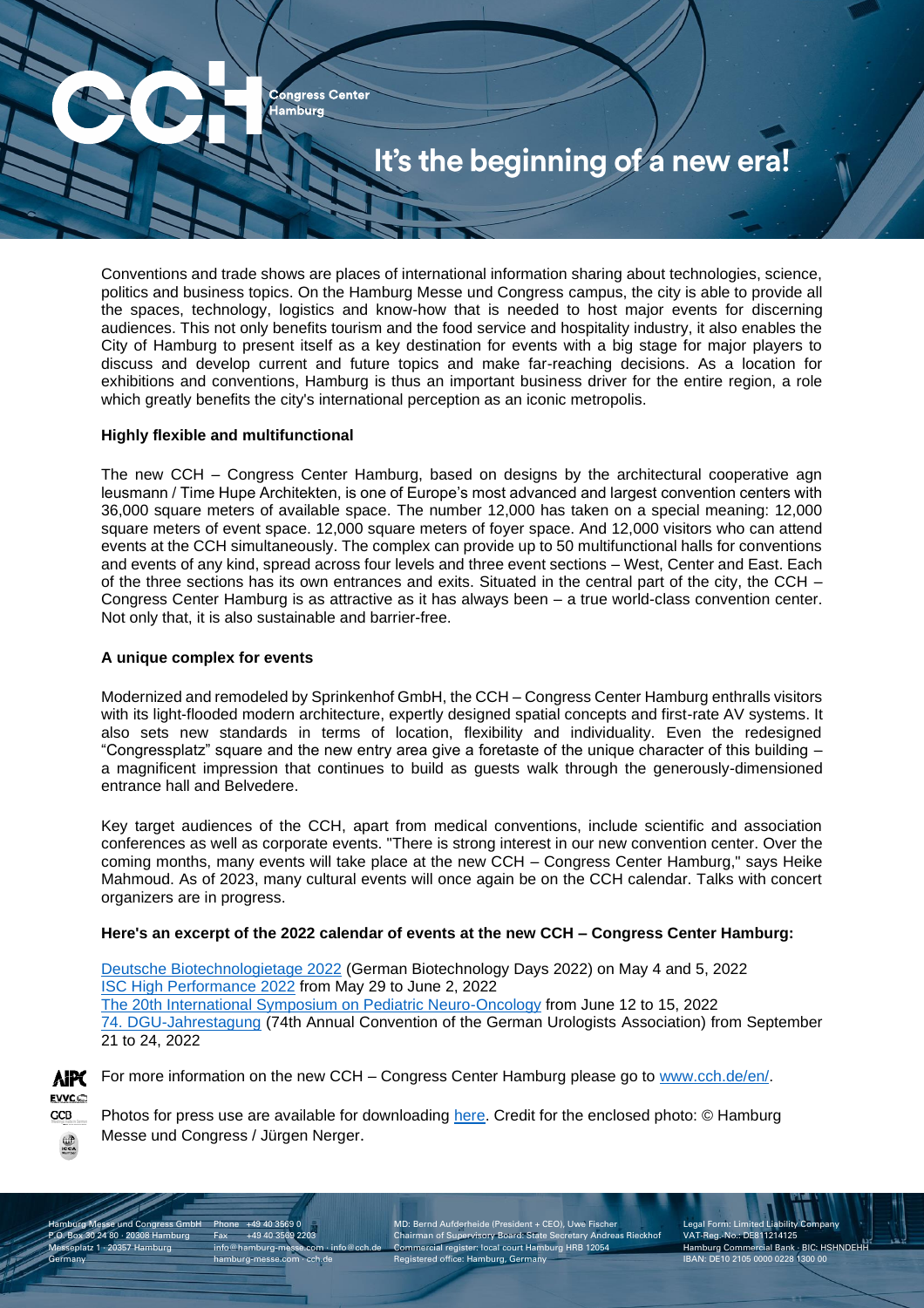It's the beginning of a new era!

Conventions and trade shows are places of international information sharing about technologies, science, politics and business topics. On the Hamburg Messe und Congress campus, the city is able to provide all the spaces, technology, logistics and know-how that is needed to host major events for discerning audiences. This not only benefits tourism and the food service and hospitality industry, it also enables the City of Hamburg to present itself as a key destination for events with a big stage for major players to discuss and develop current and future topics and make far-reaching decisions. As a location for exhibitions and conventions, Hamburg is thus an important business driver for the entire region, a role which greatly benefits the city's international perception as an iconic metropolis.

**Highly flexible and multifunctional**

The new CCH – Congress Center Hamburg, based on designs by the architectural cooperative agn leusmann / Time Hupe Architekten, is one of Europe's most advanced and largest convention centers with 36,000 square meters of available space. The number 12,000 has taken on a special meaning: 12,000 square meters of event space. 12,000 square meters of foyer space. And 12,000 visitors who can attend events at the CCH simultaneously. The complex can provide up to 50 multifunctional halls for conventions and events of any kind, spread across four levels and three event sections – West, Center and East. Each of the three sections has its own entrances and exits. Situated in the central part of the city, the CCH – Congress Center Hamburg is as attractive as it has always been – a true world-class convention center. Not only that, it is also sustainable and barrier-free.

**A unique complex for events**

Modernized and remodeled by Sprinkenhof GmbH, the CCH – Congress Center Hamburg enthralls visitors with its light-flooded modern architecture, expertly designed spatial concepts and first-rate AV systems. It also sets new standards in terms of location, flexibility and individuality. Even the redesigned "Congressplatz" square and the new entry area give a foretaste of the unique character of this building – a magnificent impression that continues to build as guests walk through the generously-dimensioned entrance hall and Belvedere.

Key target audiences of the CCH, apart from medical conventions, include scientific and association conferences as well as corporate events. "There is strong interest in our new convention center. Over the coming months, many events will take place at the new CCH – Congress Center Hamburg," says Heike Mahmoud. As of 2023, many cultural events will once again be on the CCH calendar. Talks with concert organizers are in progress.

**Here's an excerpt of the 2022 calendar of events at the new CCH – Congress Center Hamburg:**

Deutsche Biotechnologietage 2022 (German Biotechnology Days 2022) on May 4 and 5, 2022
ISC High Performance 2022 from May 29 to June 2, 2022
The 20th International Symposium on Pediatric Neuro-Oncology from June 12 to 15, 2022
74. DGU-Jahrestagung (74th Annual Convention of the German Urologists Association) from September 21 to 24, 2022

For more information on the new CCH – Congress Center Hamburg please go to www.cch.de/en/.

Photos for press use are available for downloading here. Credit for the enclosed photo: © Hamburg Messe und Congress / Jürgen Nerger.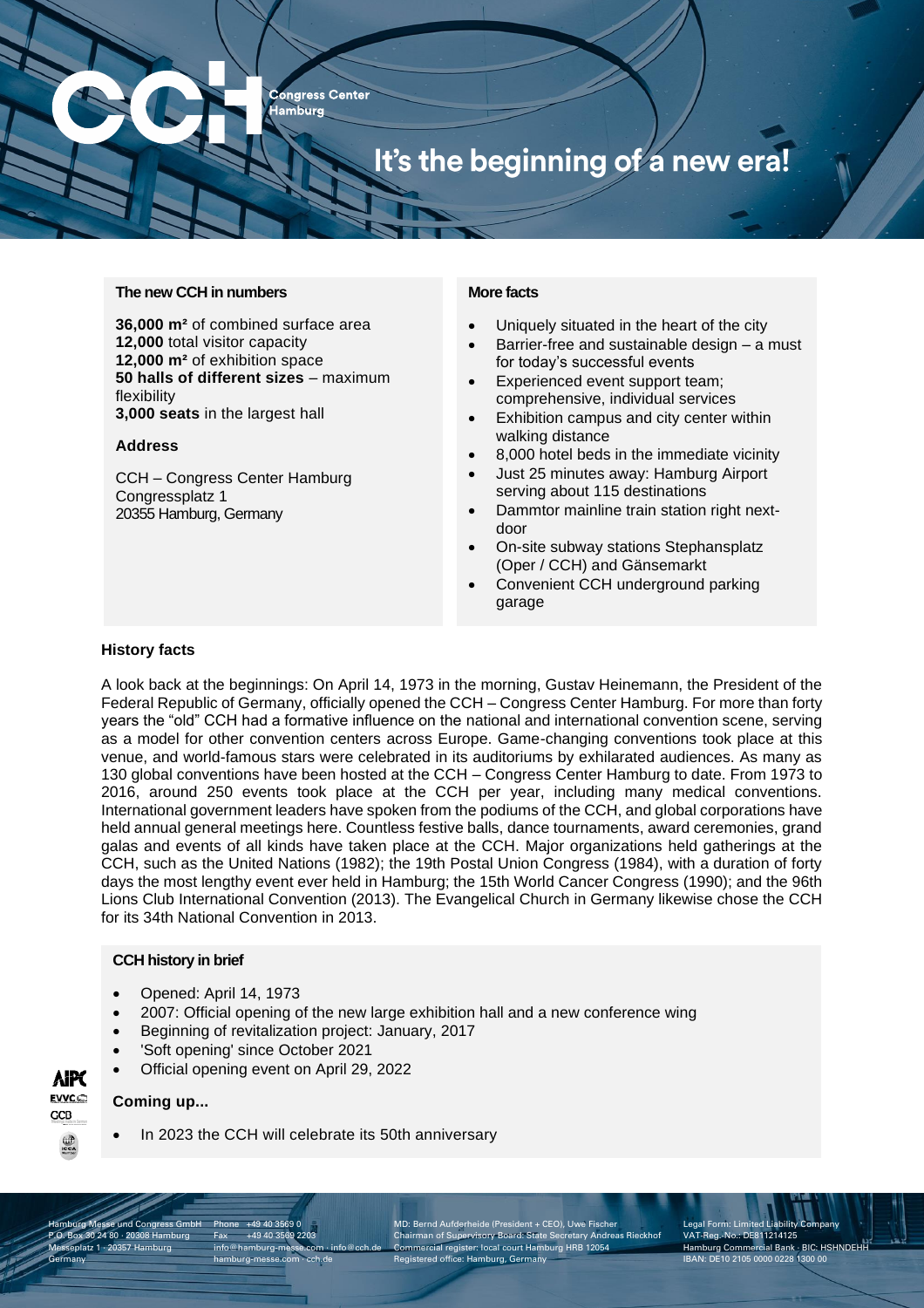CCH Congress Center Hamburg

# It's the beginning of a new era!

### The new CCH in numbers

**36,000 m²** of combined surface area
**12,000** total visitor capacity
**12,000 m²** of exhibition space
**50 halls of different sizes** – maximum flexibility
**3,000 seats** in the largest hall

### Address

CCH – Congress Center Hamburg
Congressplatz 1
20355 Hamburg, Germany

### More facts

- Uniquely situated in the heart of the city
- Barrier-free and sustainable design – a must for today's successful events
- Experienced event support team; comprehensive, individual services
- Exhibition campus and city center within walking distance
- 8,000 hotel beds in the immediate vicinity
- Just 25 minutes away: Hamburg Airport serving about 115 destinations
- Dammtor mainline train station right next-door
- On-site subway stations Stephansplatz (Oper / CCH) and Gänsemarkt
- Convenient CCH underground parking garage

### History facts

A look back at the beginnings: On April 14, 1973 in the morning, Gustav Heinemann, the President of the Federal Republic of Germany, officially opened the CCH – Congress Center Hamburg. For more than forty years the "old" CCH had a formative influence on the national and international convention scene, serving as a model for other convention centers across Europe. Game-changing conventions took place at this venue, and world-famous stars were celebrated in its auditoriums by exhilarated audiences. As many as 130 global conventions have been hosted at the CCH – Congress Center Hamburg to date. From 1973 to 2016, around 250 events took place at the CCH per year, including many medical conventions. International government leaders have spoken from the podiums of the CCH, and global corporations have held annual general meetings here. Countless festive balls, dance tournaments, award ceremonies, grand galas and events of all kinds have taken place at the CCH. Major organizations held gatherings at the CCH, such as the United Nations (1982); the 19th Postal Union Congress (1984), with a duration of forty days the most lengthy event ever held in Hamburg; the 15th World Cancer Congress (1990); and the 96th Lions Club International Convention (2013). The Evangelical Church in Germany likewise chose the CCH for its 34th National Convention in 2013.

### CCH history in brief

- Opened: April 14, 1973
- 2007: Official opening of the new large exhibition hall and a new conference wing
- Beginning of revitalization project: January, 2017
- 'Soft opening' since October 2021
- Official opening event on April 29, 2022

### Coming up...

- In 2023 the CCH will celebrate its 50th anniversary

Hamburg Messe und Congress GmbH · P.O. Box 30 24 80 · 20308 Hamburg · Messeplatz 1 · 20357 Hamburg · Germany
Phone +49 40 3569 0 · Fax +49 40 3569 2203 · info@hamburg-messe.com · info@cch.de · hamburg-messe.com · cch.de
MD: Bernd Aufderheide (President + CEO), Uwe Fischer · Chairman of Supervisory Board: State Secretary Andreas Rieckhof · Commercial register: local court Hamburg HRB 12054 · Registered office: Hamburg, Germany
Legal Form: Limited Liability Company · VAT-Reg.-No.: DE811214125 · Hamburg Commercial Bank · BIC: HSHNDEHH · IBAN: DE10 2105 0000 0228 1300 00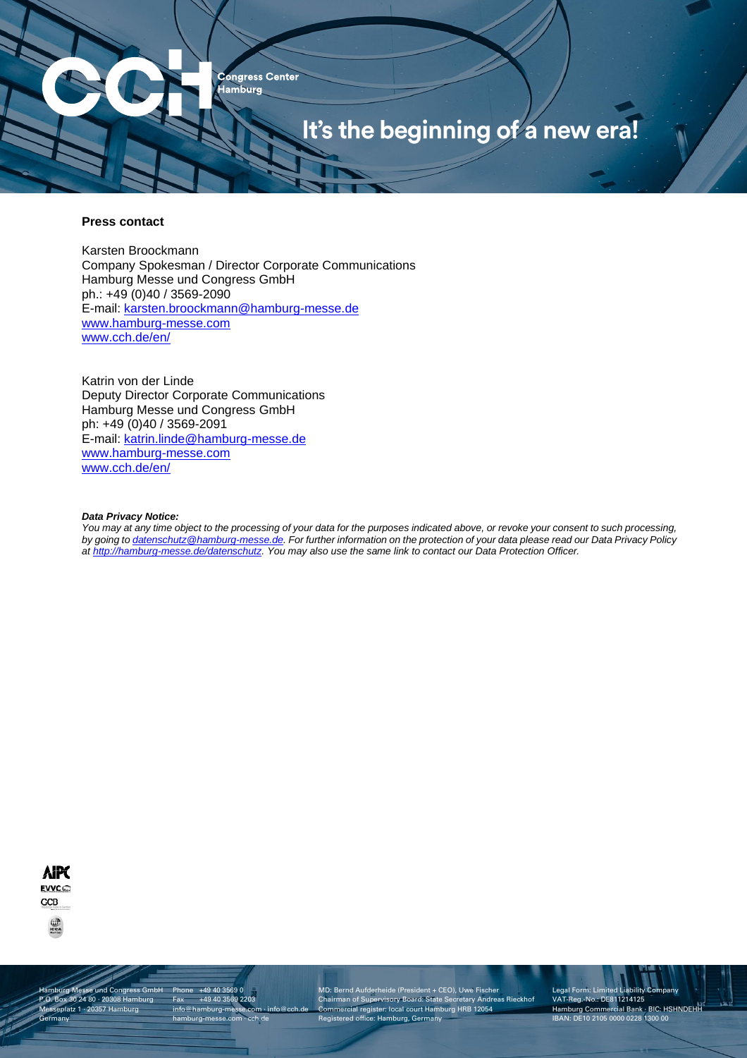**Press contact**

Karsten Broockmann
Company Spokesman / Director Corporate Communications
Hamburg Messe und Congress GmbH
ph.: +49 (0)40 / 3569-2090
E-mail: karsten.broockmann@hamburg-messe.de
www.hamburg-messe.com
www.cch.de/en/

Katrin von der Linde
Deputy Director Corporate Communications
Hamburg Messe und Congress GmbH
ph: +49 (0)40 / 3569-2091
E-mail: katrin.linde@hamburg-messe.de
www.hamburg-messe.com
www.cch.de/en/

***Data Privacy Notice:***
*You may at any time object to the processing of your data for the purposes indicated above, or revoke your consent to such processing, by going to datenschutz@hamburg-messe.de. For further information on the protection of your data please read our Data Privacy Policy at http://hamburg-messe.de/datenschutz. You may also use the same link to contact our Data Protection Officer.*